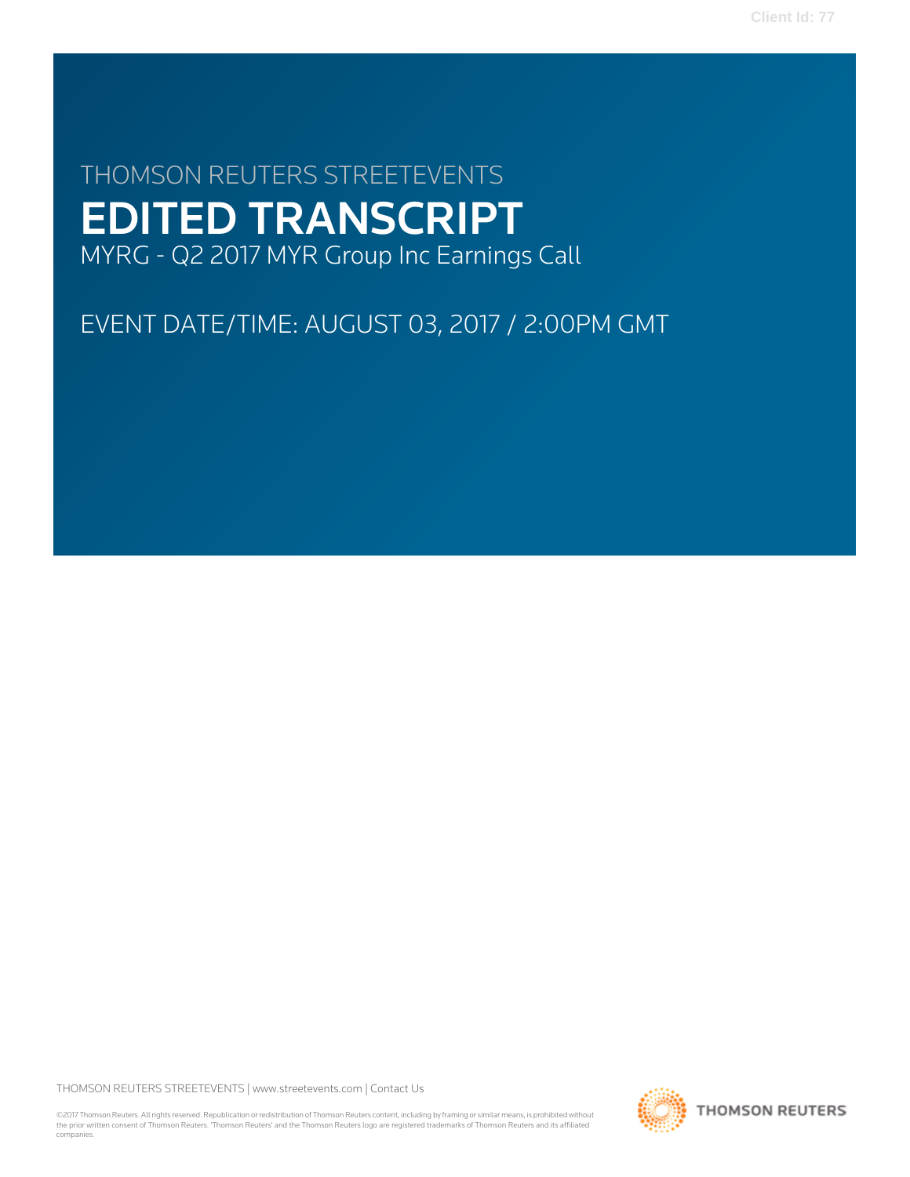THOMSON REUTERS STREETEVENTS

# EDITED TRANSCRIPT

MYRG - Q2 2017 MYR Group Inc Earnings Call

EVENT DATE/TIME: AUGUST 03, 2017 / 2:00PM GMT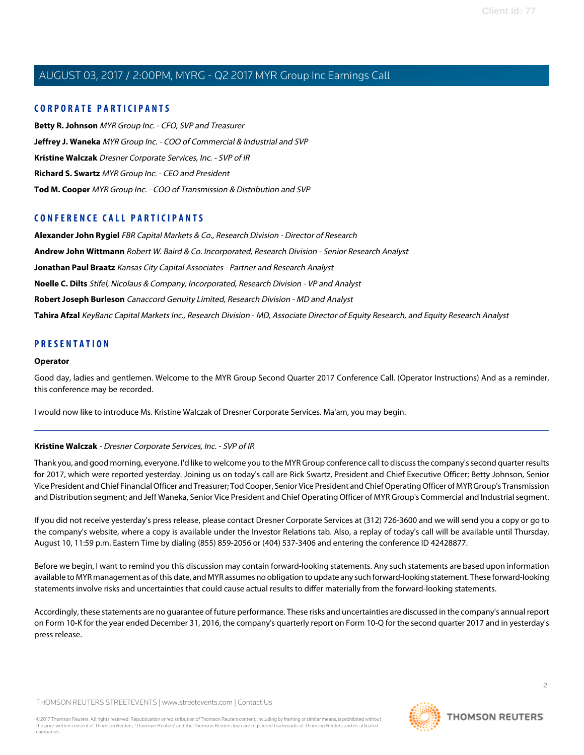## CORPORATE PARTICIPANTS

**Betty R. Johnson** *MYR Group Inc. - CFO, SVP and Treasurer*

**Jeffrey J. Waneka** *MYR Group Inc. - COO of Commercial & Industrial and SVP*

**Kristine Walczak** *Dresner Corporate Services, Inc. - SVP of IR*

**Richard S. Swartz** *MYR Group Inc. - CEO and President*

**Tod M. Cooper** *MYR Group Inc. - COO of Transmission & Distribution and SVP*

## CONFERENCE CALL PARTICIPANTS

**Alexander John Rygiel** *FBR Capital Markets & Co., Research Division - Director of Research*

**Andrew John Wittmann** *Robert W. Baird & Co. Incorporated, Research Division - Senior Research Analyst*

**Jonathan Paul Braatz** *Kansas City Capital Associates - Partner and Research Analyst*

**Noelle C. Dilts** *Stifel, Nicolaus & Company, Incorporated, Research Division - VP and Analyst*

**Robert Joseph Burleson** *Canaccord Genuity Limited, Research Division - MD and Analyst*

**Tahira Afzal** *KeyBanc Capital Markets Inc., Research Division - MD, Associate Director of Equity Research, and Equity Research Analyst*

## PRESENTATION

**Operator**

Good day, ladies and gentlemen. Welcome to the MYR Group Second Quarter 2017 Conference Call. (Operator Instructions) And as a reminder, this conference may be recorded.

I would now like to introduce Ms. Kristine Walczak of Dresner Corporate Services. Ma'am, you may begin.

---

**Kristine Walczak** - *Dresner Corporate Services, Inc. - SVP of IR*

Thank you, and good morning, everyone. I'd like to welcome you to the MYR Group conference call to discuss the company's second quarter results for 2017, which were reported yesterday. Joining us on today's call are Rick Swartz, President and Chief Executive Officer; Betty Johnson, Senior Vice President and Chief Financial Officer and Treasurer; Tod Cooper, Senior Vice President and Chief Operating Officer of MYR Group's Transmission and Distribution segment; and Jeff Waneka, Senior Vice President and Chief Operating Officer of MYR Group's Commercial and Industrial segment.

If you did not receive yesterday's press release, please contact Dresner Corporate Services at (312) 726-3600 and we will send you a copy or go to the company's website, where a copy is available under the Investor Relations tab. Also, a replay of today's call will be available until Thursday, August 10, 11:59 p.m. Eastern Time by dialing (855) 859-2056 or (404) 537-3406 and entering the conference ID 42428877.

Before we begin, I want to remind you this discussion may contain forward-looking statements. Any such statements are based upon information available to MYR management as of this date, and MYR assumes no obligation to update any such forward-looking statement. These forward-looking statements involve risks and uncertainties that could cause actual results to differ materially from the forward-looking statements.

Accordingly, these statements are no guarantee of future performance. These risks and uncertainties are discussed in the company's annual report on Form 10-K for the year ended December 31, 2016, the company's quarterly report on Form 10-Q for the second quarter 2017 and in yesterday's press release.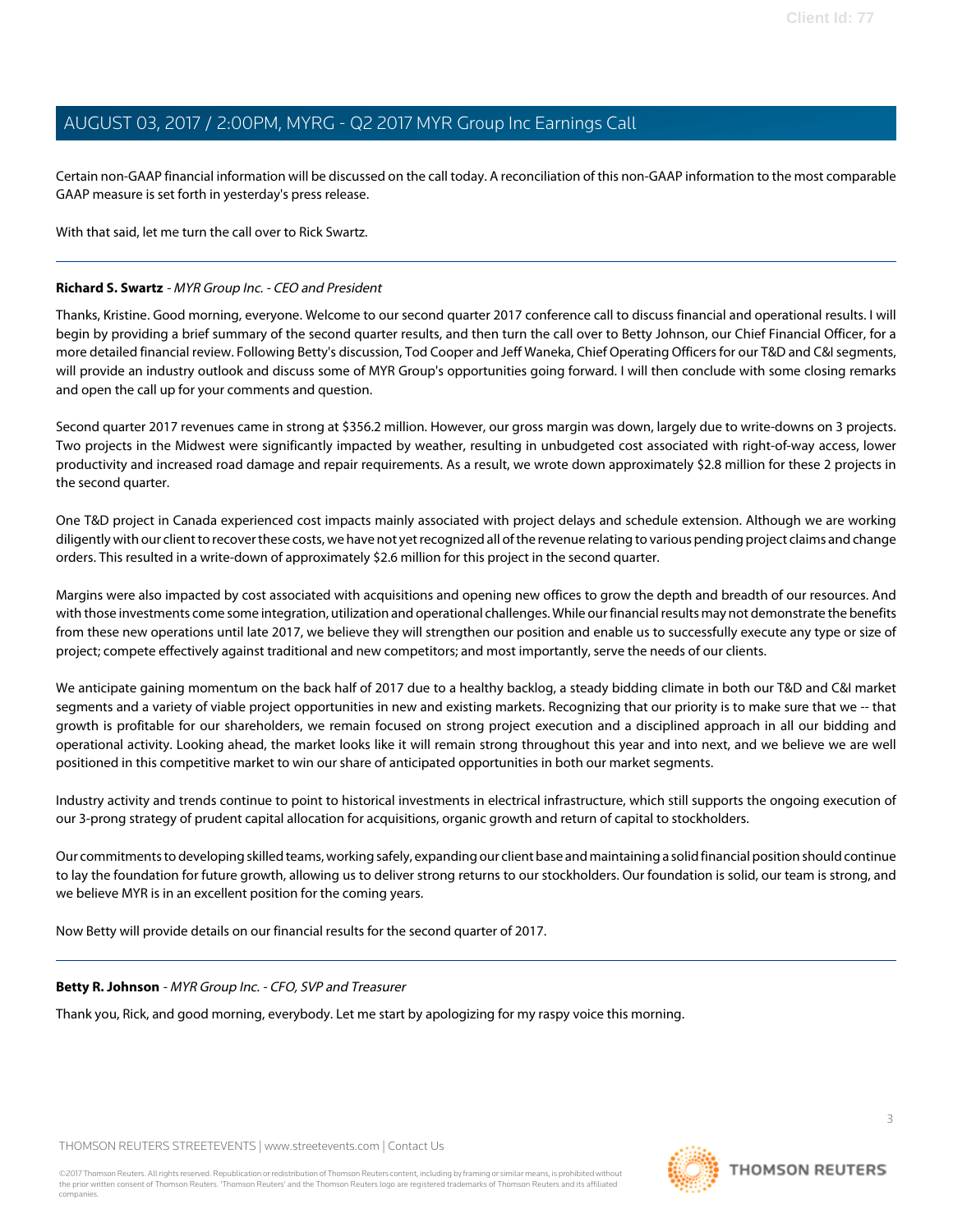Certain non-GAAP financial information will be discussed on the call today. A reconciliation of this non-GAAP information to the most comparable GAAP measure is set forth in yesterday's press release.

With that said, let me turn the call over to Rick Swartz.

---

**Richard S. Swartz** - *MYR Group Inc. - CEO and President*

Thanks, Kristine. Good morning, everyone. Welcome to our second quarter 2017 conference call to discuss financial and operational results. I will begin by providing a brief summary of the second quarter results, and then turn the call over to Betty Johnson, our Chief Financial Officer, for a more detailed financial review. Following Betty's discussion, Tod Cooper and Jeff Waneka, Chief Operating Officers for our T&D and C&I segments, will provide an industry outlook and discuss some of MYR Group's opportunities going forward. I will then conclude with some closing remarks and open the call up for your comments and question.

Second quarter 2017 revenues came in strong at $356.2 million. However, our gross margin was down, largely due to write-downs on 3 projects. Two projects in the Midwest were significantly impacted by weather, resulting in unbudgeted cost associated with right-of-way access, lower productivity and increased road damage and repair requirements. As a result, we wrote down approximately $2.8 million for these 2 projects in the second quarter.

One T&D project in Canada experienced cost impacts mainly associated with project delays and schedule extension. Although we are working diligently with our client to recover these costs, we have not yet recognized all of the revenue relating to various pending project claims and change orders. This resulted in a write-down of approximately $2.6 million for this project in the second quarter.

Margins were also impacted by cost associated with acquisitions and opening new offices to grow the depth and breadth of our resources. And with those investments come some integration, utilization and operational challenges. While our financial results may not demonstrate the benefits from these new operations until late 2017, we believe they will strengthen our position and enable us to successfully execute any type or size of project; compete effectively against traditional and new competitors; and most importantly, serve the needs of our clients.

We anticipate gaining momentum on the back half of 2017 due to a healthy backlog, a steady bidding climate in both our T&D and C&I market segments and a variety of viable project opportunities in new and existing markets. Recognizing that our priority is to make sure that we -- that growth is profitable for our shareholders, we remain focused on strong project execution and a disciplined approach in all our bidding and operational activity. Looking ahead, the market looks like it will remain strong throughout this year and into next, and we believe we are well positioned in this competitive market to win our share of anticipated opportunities in both our market segments.

Industry activity and trends continue to point to historical investments in electrical infrastructure, which still supports the ongoing execution of our 3-prong strategy of prudent capital allocation for acquisitions, organic growth and return of capital to stockholders.

Our commitments to developing skilled teams, working safely, expanding our client base and maintaining a solid financial position should continue to lay the foundation for future growth, allowing us to deliver strong returns to our stockholders. Our foundation is solid, our team is strong, and we believe MYR is in an excellent position for the coming years.

Now Betty will provide details on our financial results for the second quarter of 2017.

---

**Betty R. Johnson** - *MYR Group Inc. - CFO, SVP and Treasurer*

Thank you, Rick, and good morning, everybody. Let me start by apologizing for my raspy voice this morning.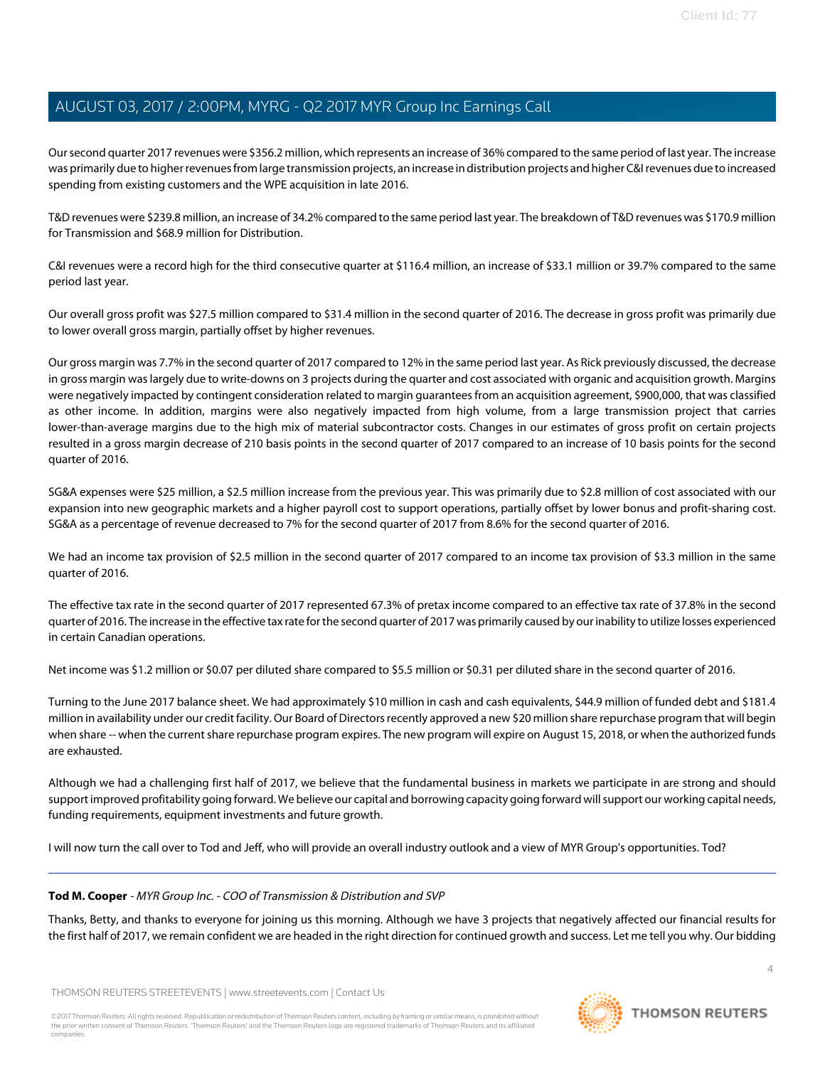Our second quarter 2017 revenues were $356.2 million, which represents an increase of 36% compared to the same period of last year. The increase was primarily due to higher revenues from large transmission projects, an increase in distribution projects and higher C&I revenues due to increased spending from existing customers and the WPE acquisition in late 2016.

T&D revenues were $239.8 million, an increase of 34.2% compared to the same period last year. The breakdown of T&D revenues was $170.9 million for Transmission and $68.9 million for Distribution.

C&I revenues were a record high for the third consecutive quarter at $116.4 million, an increase of $33.1 million or 39.7% compared to the same period last year.

Our overall gross profit was $27.5 million compared to $31.4 million in the second quarter of 2016. The decrease in gross profit was primarily due to lower overall gross margin, partially offset by higher revenues.

Our gross margin was 7.7% in the second quarter of 2017 compared to 12% in the same period last year. As Rick previously discussed, the decrease in gross margin was largely due to write-downs on 3 projects during the quarter and cost associated with organic and acquisition growth. Margins were negatively impacted by contingent consideration related to margin guarantees from an acquisition agreement, $900,000, that was classified as other income. In addition, margins were also negatively impacted from high volume, from a large transmission project that carries lower-than-average margins due to the high mix of material subcontractor costs. Changes in our estimates of gross profit on certain projects resulted in a gross margin decrease of 210 basis points in the second quarter of 2017 compared to an increase of 10 basis points for the second quarter of 2016.

SG&A expenses were $25 million, a $2.5 million increase from the previous year. This was primarily due to $2.8 million of cost associated with our expansion into new geographic markets and a higher payroll cost to support operations, partially offset by lower bonus and profit-sharing cost. SG&A as a percentage of revenue decreased to 7% for the second quarter of 2017 from 8.6% for the second quarter of 2016.

We had an income tax provision of $2.5 million in the second quarter of 2017 compared to an income tax provision of $3.3 million in the same quarter of 2016.

The effective tax rate in the second quarter of 2017 represented 67.3% of pretax income compared to an effective tax rate of 37.8% in the second quarter of 2016. The increase in the effective tax rate for the second quarter of 2017 was primarily caused by our inability to utilize losses experienced in certain Canadian operations.

Net income was $1.2 million or $0.07 per diluted share compared to $5.5 million or $0.31 per diluted share in the second quarter of 2016.

Turning to the June 2017 balance sheet. We had approximately $10 million in cash and cash equivalents, $44.9 million of funded debt and $181.4 million in availability under our credit facility. Our Board of Directors recently approved a new $20 million share repurchase program that will begin when share -- when the current share repurchase program expires. The new program will expire on August 15, 2018, or when the authorized funds are exhausted.

Although we had a challenging first half of 2017, we believe that the fundamental business in markets we participate in are strong and should support improved profitability going forward. We believe our capital and borrowing capacity going forward will support our working capital needs, funding requirements, equipment investments and future growth.

I will now turn the call over to Tod and Jeff, who will provide an overall industry outlook and a view of MYR Group's opportunities. Tod?

---

**Tod M. Cooper** - *MYR Group Inc. - COO of Transmission & Distribution and SVP*

Thanks, Betty, and thanks to everyone for joining us this morning. Although we have 3 projects that negatively affected our financial results for the first half of 2017, we remain confident we are headed in the right direction for continued growth and success. Let me tell you why. Our bidding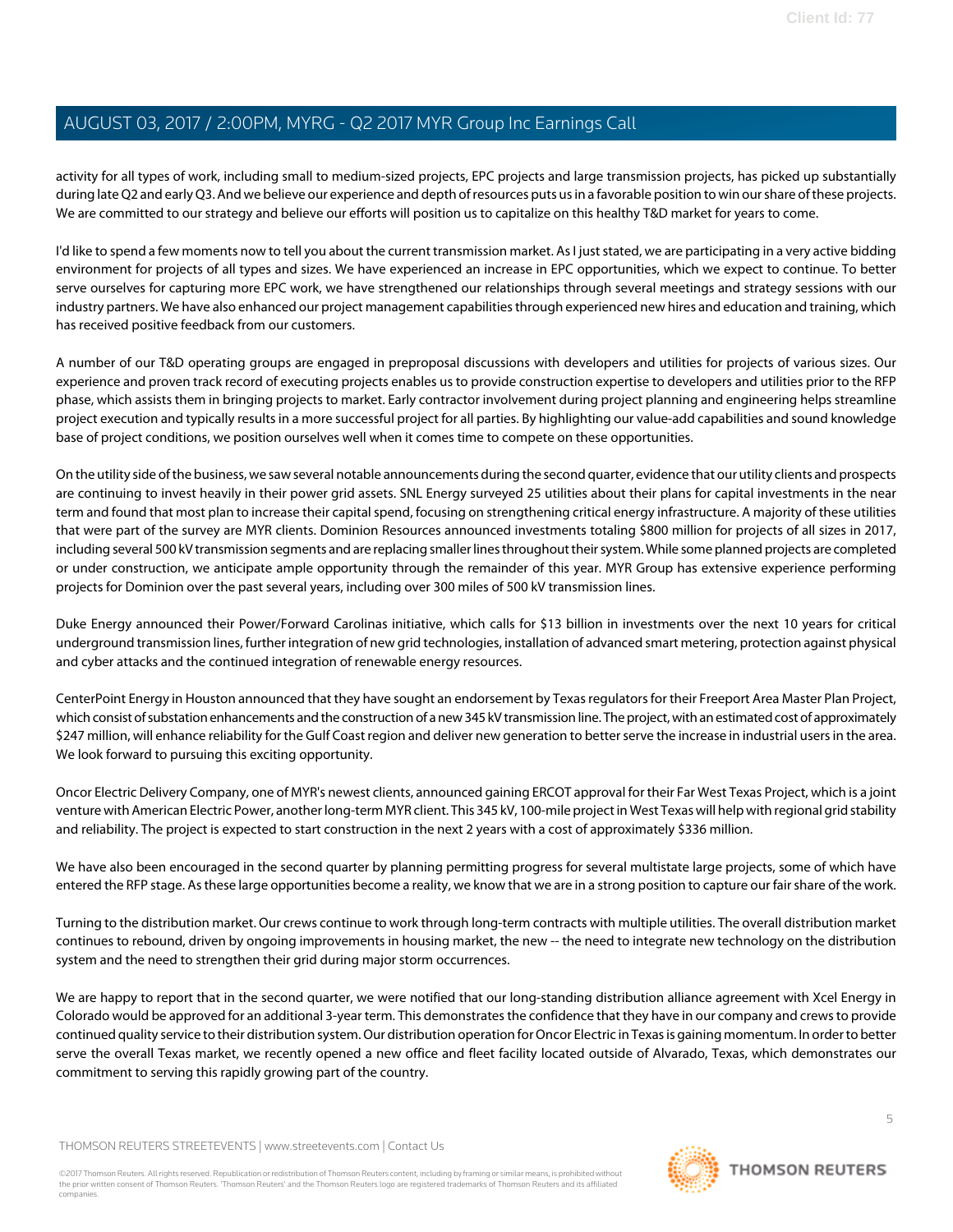activity for all types of work, including small to medium-sized projects, EPC projects and large transmission projects, has picked up substantially during late Q2 and early Q3. And we believe our experience and depth of resources puts us in a favorable position to win our share of these projects. We are committed to our strategy and believe our efforts will position us to capitalize on this healthy T&D market for years to come.

I'd like to spend a few moments now to tell you about the current transmission market. As I just stated, we are participating in a very active bidding environment for projects of all types and sizes. We have experienced an increase in EPC opportunities, which we expect to continue. To better serve ourselves for capturing more EPC work, we have strengthened our relationships through several meetings and strategy sessions with our industry partners. We have also enhanced our project management capabilities through experienced new hires and education and training, which has received positive feedback from our customers.

A number of our T&D operating groups are engaged in preproposal discussions with developers and utilities for projects of various sizes. Our experience and proven track record of executing projects enables us to provide construction expertise to developers and utilities prior to the RFP phase, which assists them in bringing projects to market. Early contractor involvement during project planning and engineering helps streamline project execution and typically results in a more successful project for all parties. By highlighting our value-add capabilities and sound knowledge base of project conditions, we position ourselves well when it comes time to compete on these opportunities.

On the utility side of the business, we saw several notable announcements during the second quarter, evidence that our utility clients and prospects are continuing to invest heavily in their power grid assets. SNL Energy surveyed 25 utilities about their plans for capital investments in the near term and found that most plan to increase their capital spend, focusing on strengthening critical energy infrastructure. A majority of these utilities that were part of the survey are MYR clients. Dominion Resources announced investments totaling $800 million for projects of all sizes in 2017, including several 500 kV transmission segments and are replacing smaller lines throughout their system. While some planned projects are completed or under construction, we anticipate ample opportunity through the remainder of this year. MYR Group has extensive experience performing projects for Dominion over the past several years, including over 300 miles of 500 kV transmission lines.

Duke Energy announced their Power/Forward Carolinas initiative, which calls for $13 billion in investments over the next 10 years for critical underground transmission lines, further integration of new grid technologies, installation of advanced smart metering, protection against physical and cyber attacks and the continued integration of renewable energy resources.

CenterPoint Energy in Houston announced that they have sought an endorsement by Texas regulators for their Freeport Area Master Plan Project, which consist of substation enhancements and the construction of a new 345 kV transmission line. The project, with an estimated cost of approximately $247 million, will enhance reliability for the Gulf Coast region and deliver new generation to better serve the increase in industrial users in the area. We look forward to pursuing this exciting opportunity.

Oncor Electric Delivery Company, one of MYR's newest clients, announced gaining ERCOT approval for their Far West Texas Project, which is a joint venture with American Electric Power, another long-term MYR client. This 345 kV, 100-mile project in West Texas will help with regional grid stability and reliability. The project is expected to start construction in the next 2 years with a cost of approximately $336 million.

We have also been encouraged in the second quarter by planning permitting progress for several multistate large projects, some of which have entered the RFP stage. As these large opportunities become a reality, we know that we are in a strong position to capture our fair share of the work.

Turning to the distribution market. Our crews continue to work through long-term contracts with multiple utilities. The overall distribution market continues to rebound, driven by ongoing improvements in housing market, the new -- the need to integrate new technology on the distribution system and the need to strengthen their grid during major storm occurrences.

We are happy to report that in the second quarter, we were notified that our long-standing distribution alliance agreement with Xcel Energy in Colorado would be approved for an additional 3-year term. This demonstrates the confidence that they have in our company and crews to provide continued quality service to their distribution system. Our distribution operation for Oncor Electric in Texas is gaining momentum. In order to better serve the overall Texas market, we recently opened a new office and fleet facility located outside of Alvarado, Texas, which demonstrates our commitment to serving this rapidly growing part of the country.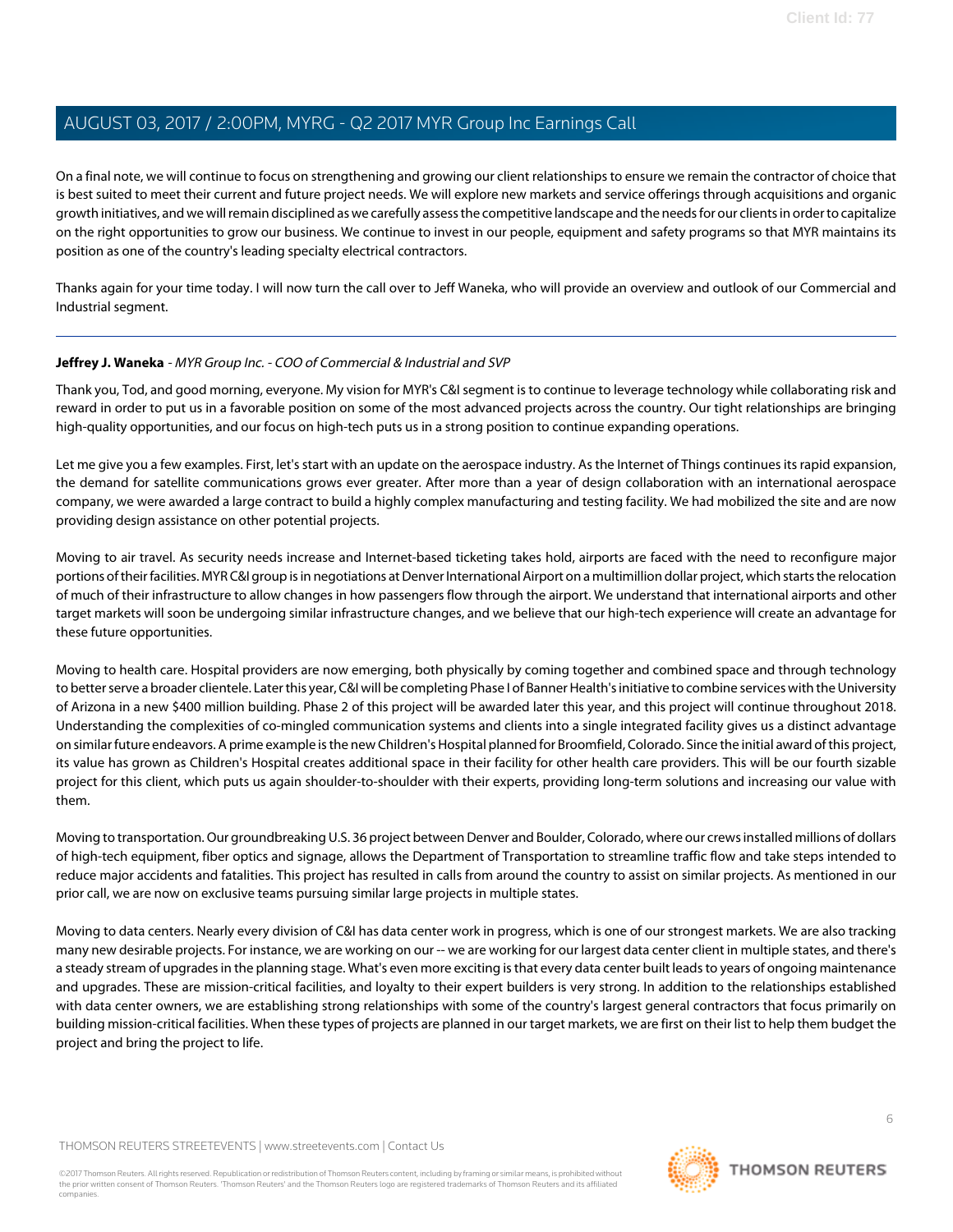On a final note, we will continue to focus on strengthening and growing our client relationships to ensure we remain the contractor of choice that is best suited to meet their current and future project needs. We will explore new markets and service offerings through acquisitions and organic growth initiatives, and we will remain disciplined as we carefully assess the competitive landscape and the needs for our clients in order to capitalize on the right opportunities to grow our business. We continue to invest in our people, equipment and safety programs so that MYR maintains its position as one of the country's leading specialty electrical contractors.

Thanks again for your time today. I will now turn the call over to Jeff Waneka, who will provide an overview and outlook of our Commercial and Industrial segment.

---

**Jeffrey J. Waneka** - *MYR Group Inc. - COO of Commercial & Industrial and SVP*

Thank you, Tod, and good morning, everyone. My vision for MYR's C&I segment is to continue to leverage technology while collaborating risk and reward in order to put us in a favorable position on some of the most advanced projects across the country. Our tight relationships are bringing high-quality opportunities, and our focus on high-tech puts us in a strong position to continue expanding operations.

Let me give you a few examples. First, let's start with an update on the aerospace industry. As the Internet of Things continues its rapid expansion, the demand for satellite communications grows ever greater. After more than a year of design collaboration with an international aerospace company, we were awarded a large contract to build a highly complex manufacturing and testing facility. We had mobilized the site and are now providing design assistance on other potential projects.

Moving to air travel. As security needs increase and Internet-based ticketing takes hold, airports are faced with the need to reconfigure major portions of their facilities. MYR C&I group is in negotiations at Denver International Airport on a multimillion dollar project, which starts the relocation of much of their infrastructure to allow changes in how passengers flow through the airport. We understand that international airports and other target markets will soon be undergoing similar infrastructure changes, and we believe that our high-tech experience will create an advantage for these future opportunities.

Moving to health care. Hospital providers are now emerging, both physically by coming together and combined space and through technology to better serve a broader clientele. Later this year, C&I will be completing Phase I of Banner Health's initiative to combine services with the University of Arizona in a new $400 million building. Phase 2 of this project will be awarded later this year, and this project will continue throughout 2018. Understanding the complexities of co-mingled communication systems and clients into a single integrated facility gives us a distinct advantage on similar future endeavors. A prime example is the new Children's Hospital planned for Broomfield, Colorado. Since the initial award of this project, its value has grown as Children's Hospital creates additional space in their facility for other health care providers. This will be our fourth sizable project for this client, which puts us again shoulder-to-shoulder with their experts, providing long-term solutions and increasing our value with them.

Moving to transportation. Our groundbreaking U.S. 36 project between Denver and Boulder, Colorado, where our crews installed millions of dollars of high-tech equipment, fiber optics and signage, allows the Department of Transportation to streamline traffic flow and take steps intended to reduce major accidents and fatalities. This project has resulted in calls from around the country to assist on similar projects. As mentioned in our prior call, we are now on exclusive teams pursuing similar large projects in multiple states.

Moving to data centers. Nearly every division of C&I has data center work in progress, which is one of our strongest markets. We are also tracking many new desirable projects. For instance, we are working on our -- we are working for our largest data center client in multiple states, and there's a steady stream of upgrades in the planning stage. What's even more exciting is that every data center built leads to years of ongoing maintenance and upgrades. These are mission-critical facilities, and loyalty to their expert builders is very strong. In addition to the relationships established with data center owners, we are establishing strong relationships with some of the country's largest general contractors that focus primarily on building mission-critical facilities. When these types of projects are planned in our target markets, we are first on their list to help them budget the project and bring the project to life.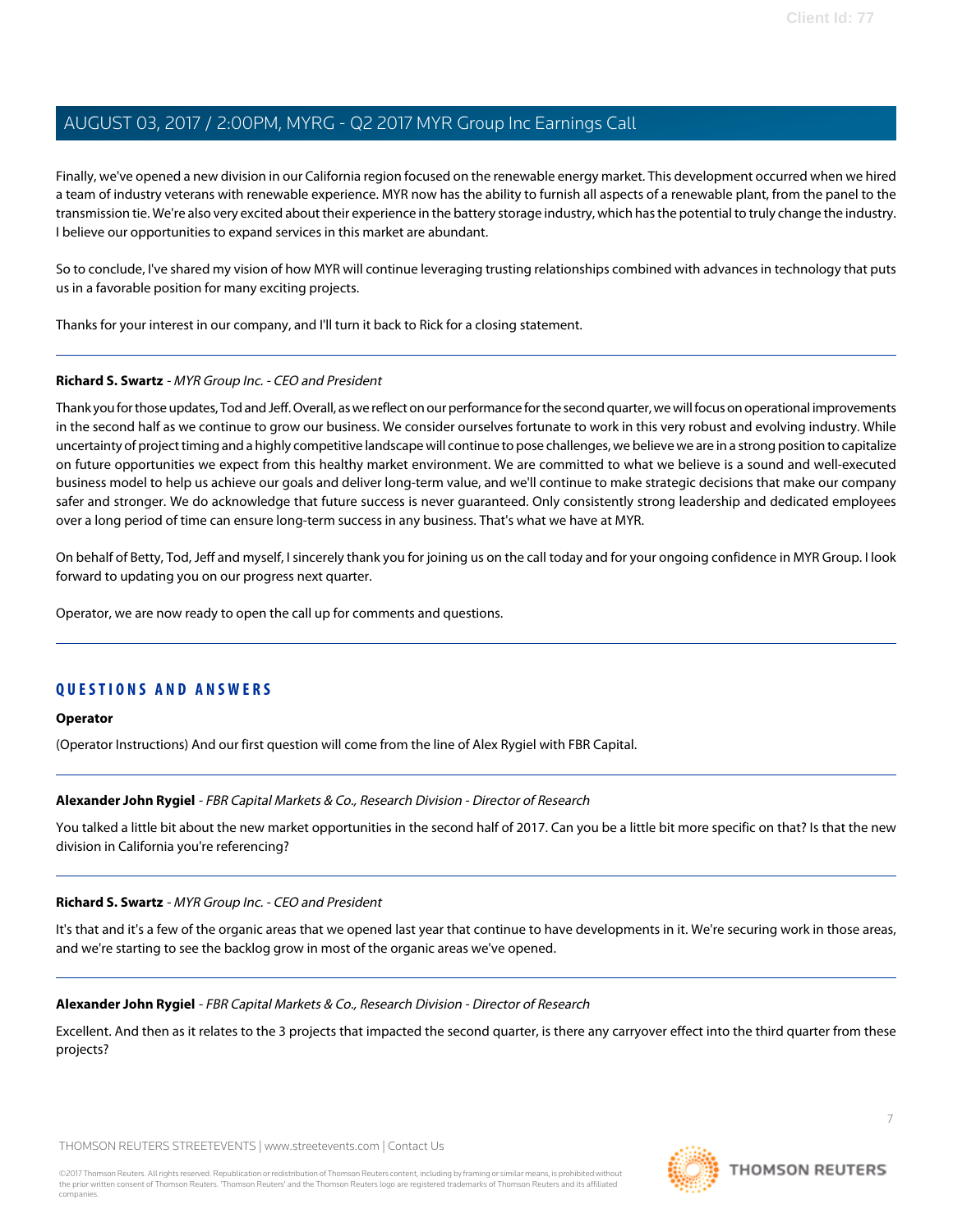Finally, we've opened a new division in our California region focused on the renewable energy market. This development occurred when we hired a team of industry veterans with renewable experience. MYR now has the ability to furnish all aspects of a renewable plant, from the panel to the transmission tie. We're also very excited about their experience in the battery storage industry, which has the potential to truly change the industry. I believe our opportunities to expand services in this market are abundant.

So to conclude, I've shared my vision of how MYR will continue leveraging trusting relationships combined with advances in technology that puts us in a favorable position for many exciting projects.

Thanks for your interest in our company, and I'll turn it back to Rick for a closing statement.

---

**Richard S. Swartz** - *MYR Group Inc. - CEO and President*

Thank you for those updates, Tod and Jeff. Overall, as we reflect on our performance for the second quarter, we will focus on operational improvements in the second half as we continue to grow our business. We consider ourselves fortunate to work in this very robust and evolving industry. While uncertainty of project timing and a highly competitive landscape will continue to pose challenges, we believe we are in a strong position to capitalize on future opportunities we expect from this healthy market environment. We are committed to what we believe is a sound and well-executed business model to help us achieve our goals and deliver long-term value, and we'll continue to make strategic decisions that make our company safer and stronger. We do acknowledge that future success is never guaranteed. Only consistently strong leadership and dedicated employees over a long period of time can ensure long-term success in any business. That's what we have at MYR.

On behalf of Betty, Tod, Jeff and myself, I sincerely thank you for joining us on the call today and for your ongoing confidence in MYR Group. I look forward to updating you on our progress next quarter.

Operator, we are now ready to open the call up for comments and questions.

---

## QUESTIONS AND ANSWERS

**Operator**

(Operator Instructions) And our first question will come from the line of Alex Rygiel with FBR Capital.

---

**Alexander John Rygiel** - *FBR Capital Markets & Co., Research Division - Director of Research*

You talked a little bit about the new market opportunities in the second half of 2017. Can you be a little bit more specific on that? Is that the new division in California you're referencing?

---

**Richard S. Swartz** - *MYR Group Inc. - CEO and President*

It's that and it's a few of the organic areas that we opened last year that continue to have developments in it. We're securing work in those areas, and we're starting to see the backlog grow in most of the organic areas we've opened.

---

**Alexander John Rygiel** - *FBR Capital Markets & Co., Research Division - Director of Research*

Excellent. And then as it relates to the 3 projects that impacted the second quarter, is there any carryover effect into the third quarter from these projects?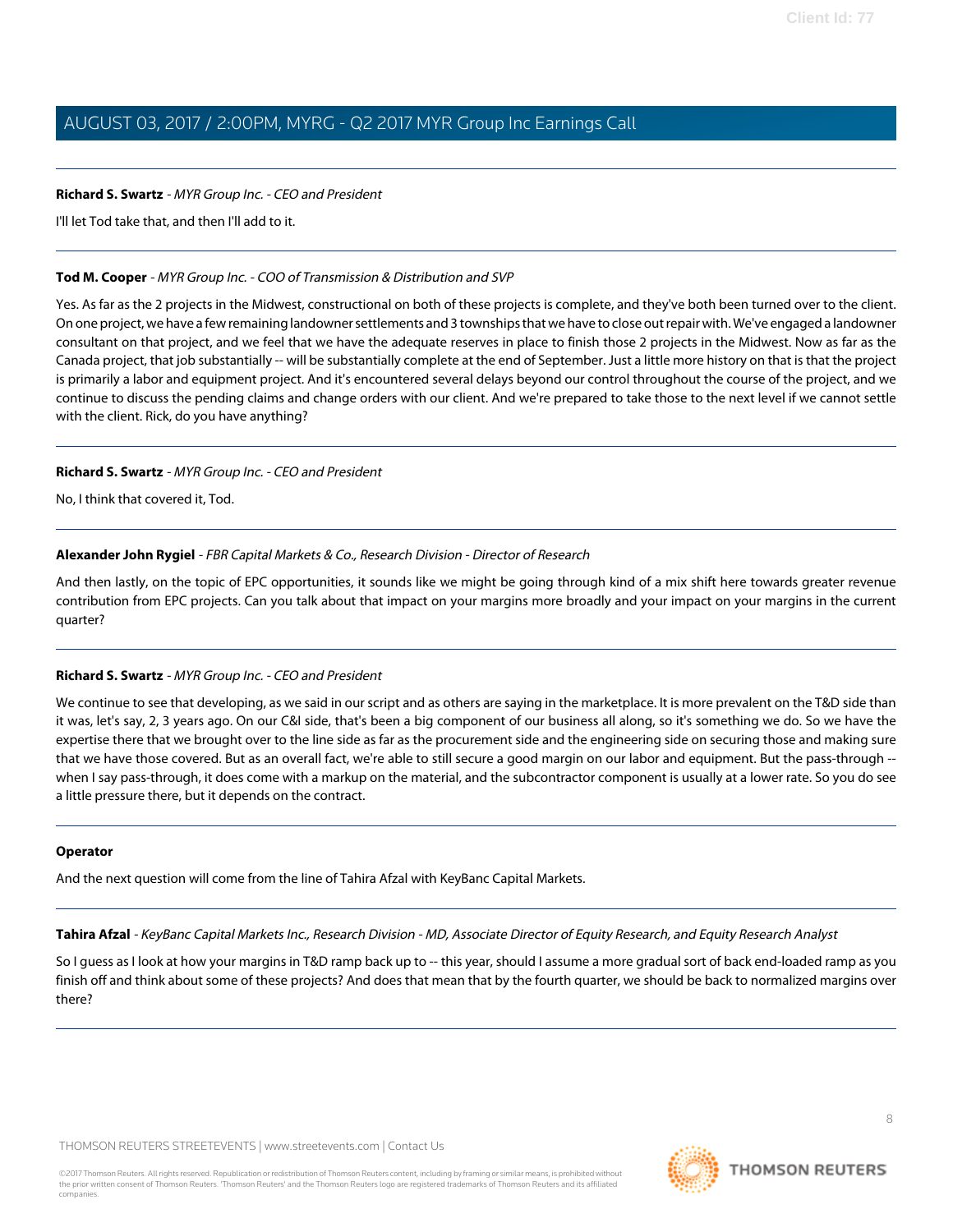**Richard S. Swartz** - *MYR Group Inc. - CEO and President*

I'll let Tod take that, and then I'll add to it.

---

**Tod M. Cooper** - *MYR Group Inc. - COO of Transmission & Distribution and SVP*

Yes. As far as the 2 projects in the Midwest, constructional on both of these projects is complete, and they've both been turned over to the client. On one project, we have a few remaining landowner settlements and 3 townships that we have to close out repair with. We've engaged a landowner consultant on that project, and we feel that we have the adequate reserves in place to finish those 2 projects in the Midwest. Now as far as the Canada project, that job substantially -- will be substantially complete at the end of September. Just a little more history on that is that the project is primarily a labor and equipment project. And it's encountered several delays beyond our control throughout the course of the project, and we continue to discuss the pending claims and change orders with our client. And we're prepared to take those to the next level if we cannot settle with the client. Rick, do you have anything?

---

**Richard S. Swartz** - *MYR Group Inc. - CEO and President*

No, I think that covered it, Tod.

---

**Alexander John Rygiel** - *FBR Capital Markets & Co., Research Division - Director of Research*

And then lastly, on the topic of EPC opportunities, it sounds like we might be going through kind of a mix shift here towards greater revenue contribution from EPC projects. Can you talk about that impact on your margins more broadly and your impact on your margins in the current quarter?

---

**Richard S. Swartz** - *MYR Group Inc. - CEO and President*

We continue to see that developing, as we said in our script and as others are saying in the marketplace. It is more prevalent on the T&D side than it was, let's say, 2, 3 years ago. On our C&I side, that's been a big component of our business all along, so it's something we do. So we have the expertise there that we brought over to the line side as far as the procurement side and the engineering side on securing those and making sure that we have those covered. But as an overall fact, we're able to still secure a good margin on our labor and equipment. But the pass-through -- when I say pass-through, it does come with a markup on the material, and the subcontractor component is usually at a lower rate. So you do see a little pressure there, but it depends on the contract.

---

**Operator**

And the next question will come from the line of Tahira Afzal with KeyBanc Capital Markets.

---

**Tahira Afzal** - *KeyBanc Capital Markets Inc., Research Division - MD, Associate Director of Equity Research, and Equity Research Analyst*

So I guess as I look at how your margins in T&D ramp back up to -- this year, should I assume a more gradual sort of back end-loaded ramp as you finish off and think about some of these projects? And does that mean that by the fourth quarter, we should be back to normalized margins over there?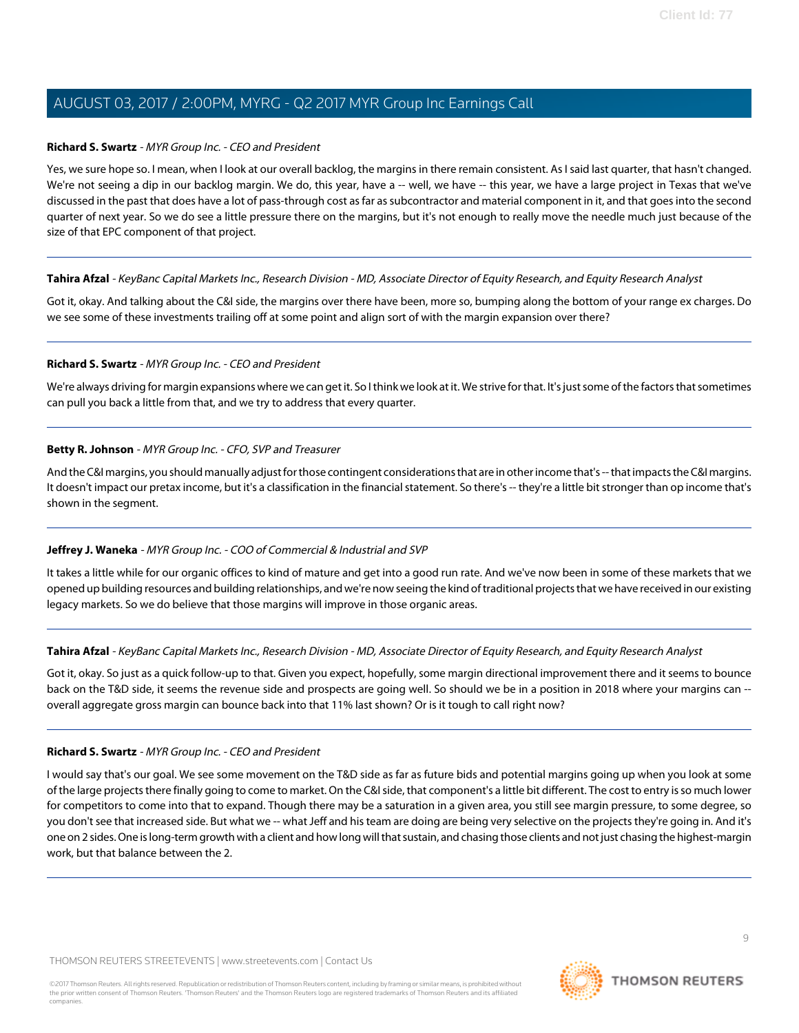**Richard S. Swartz** - *MYR Group Inc. - CEO and President*

Yes, we sure hope so. I mean, when I look at our overall backlog, the margins in there remain consistent. As I said last quarter, that hasn't changed. We're not seeing a dip in our backlog margin. We do, this year, have a -- well, we have -- this year, we have a large project in Texas that we've discussed in the past that does have a lot of pass-through cost as far as subcontractor and material component in it, and that goes into the second quarter of next year. So we do see a little pressure there on the margins, but it's not enough to really move the needle much just because of the size of that EPC component of that project.

---

**Tahira Afzal** - *KeyBanc Capital Markets Inc., Research Division - MD, Associate Director of Equity Research, and Equity Research Analyst*

Got it, okay. And talking about the C&I side, the margins over there have been, more so, bumping along the bottom of your range ex charges. Do we see some of these investments trailing off at some point and align sort of with the margin expansion over there?

---

**Richard S. Swartz** - *MYR Group Inc. - CEO and President*

We're always driving for margin expansions where we can get it. So I think we look at it. We strive for that. It's just some of the factors that sometimes can pull you back a little from that, and we try to address that every quarter.

---

**Betty R. Johnson** - *MYR Group Inc. - CFO, SVP and Treasurer*

And the C&I margins, you should manually adjust for those contingent considerations that are in other income that's -- that impacts the C&I margins. It doesn't impact our pretax income, but it's a classification in the financial statement. So there's -- they're a little bit stronger than op income that's shown in the segment.

---

**Jeffrey J. Waneka** - *MYR Group Inc. - COO of Commercial & Industrial and SVP*

It takes a little while for our organic offices to kind of mature and get into a good run rate. And we've now been in some of these markets that we opened up building resources and building relationships, and we're now seeing the kind of traditional projects that we have received in our existing legacy markets. So we do believe that those margins will improve in those organic areas.

---

**Tahira Afzal** - *KeyBanc Capital Markets Inc., Research Division - MD, Associate Director of Equity Research, and Equity Research Analyst*

Got it, okay. So just as a quick follow-up to that. Given you expect, hopefully, some margin directional improvement there and it seems to bounce back on the T&D side, it seems the revenue side and prospects are going well. So should we be in a position in 2018 where your margins can -- overall aggregate gross margin can bounce back into that 11% last shown? Or is it tough to call right now?

---

**Richard S. Swartz** - *MYR Group Inc. - CEO and President*

I would say that's our goal. We see some movement on the T&D side as far as future bids and potential margins going up when you look at some of the large projects there finally going to come to market. On the C&I side, that component's a little bit different. The cost to entry is so much lower for competitors to come into that to expand. Though there may be a saturation in a given area, you still see margin pressure, to some degree, so you don't see that increased side. But what we -- what Jeff and his team are doing are being very selective on the projects they're going in. And it's one on 2 sides. One is long-term growth with a client and how long will that sustain, and chasing those clients and not just chasing the highest-margin work, but that balance between the 2.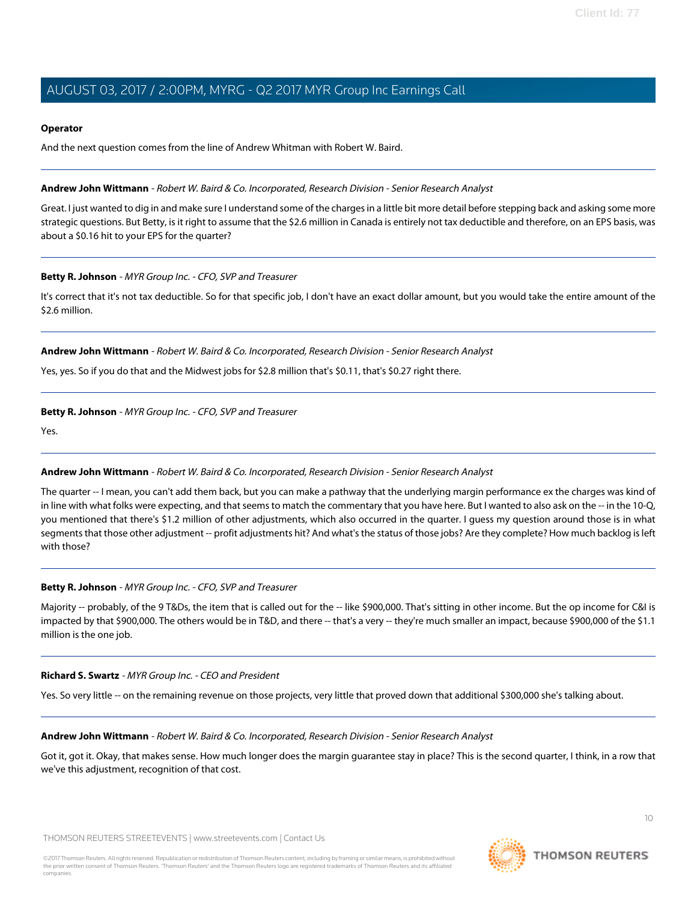**Operator**

And the next question comes from the line of Andrew Whitman with Robert W. Baird.

**Andrew John Wittmann** - *Robert W. Baird & Co. Incorporated, Research Division - Senior Research Analyst*

Great. I just wanted to dig in and make sure I understand some of the charges in a little bit more detail before stepping back and asking some more strategic questions. But Betty, is it right to assume that the $2.6 million in Canada is entirely not tax deductible and therefore, on an EPS basis, was about a $0.16 hit to your EPS for the quarter?

**Betty R. Johnson** - *MYR Group Inc. - CFO, SVP and Treasurer*

It's correct that it's not tax deductible. So for that specific job, I don't have an exact dollar amount, but you would take the entire amount of the $2.6 million.

**Andrew John Wittmann** - *Robert W. Baird & Co. Incorporated, Research Division - Senior Research Analyst*

Yes, yes. So if you do that and the Midwest jobs for $2.8 million that's $0.11, that's $0.27 right there.

**Betty R. Johnson** - *MYR Group Inc. - CFO, SVP and Treasurer*

Yes.

**Andrew John Wittmann** - *Robert W. Baird & Co. Incorporated, Research Division - Senior Research Analyst*

The quarter -- I mean, you can't add them back, but you can make a pathway that the underlying margin performance ex the charges was kind of in line with what folks were expecting, and that seems to match the commentary that you have here. But I wanted to also ask on the -- in the 10-Q, you mentioned that there's $1.2 million of other adjustments, which also occurred in the quarter. I guess my question around those is in what segments that those other adjustment -- profit adjustments hit? And what's the status of those jobs? Are they complete? How much backlog is left with those?

**Betty R. Johnson** - *MYR Group Inc. - CFO, SVP and Treasurer*

Majority -- probably, of the 9 T&Ds, the item that is called out for the -- like $900,000. That's sitting in other income. But the op income for C&I is impacted by that $900,000. The others would be in T&D, and there -- that's a very -- they're much smaller an impact, because $900,000 of the $1.1 million is the one job.

**Richard S. Swartz** - *MYR Group Inc. - CEO and President*

Yes. So very little -- on the remaining revenue on those projects, very little that proved down that additional $300,000 she's talking about.

**Andrew John Wittmann** - *Robert W. Baird & Co. Incorporated, Research Division - Senior Research Analyst*

Got it, got it. Okay, that makes sense. How much longer does the margin guarantee stay in place? This is the second quarter, I think, in a row that we've this adjustment, recognition of that cost.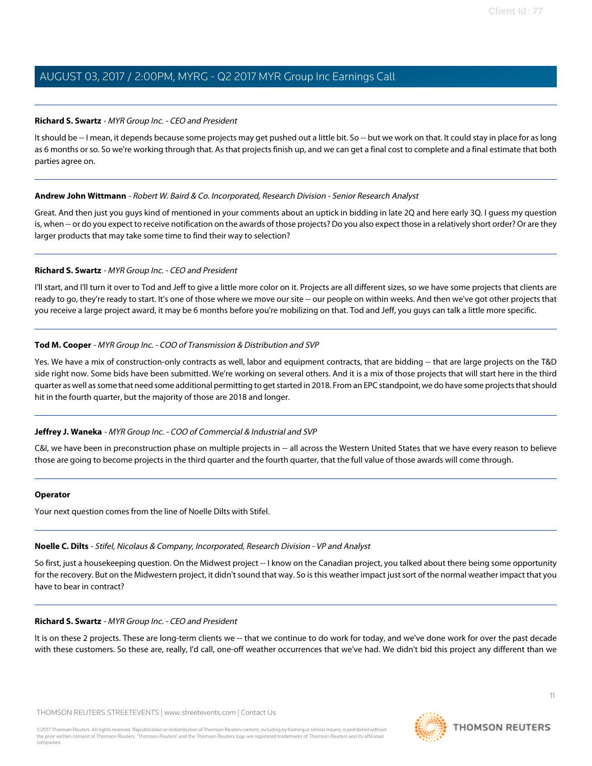**Richard S. Swartz** - *MYR Group Inc. - CEO and President*

It should be -- I mean, it depends because some projects may get pushed out a little bit. So -- but we work on that. It could stay in place for as long as 6 months or so. So we're working through that. As that projects finish up, and we can get a final cost to complete and a final estimate that both parties agree on.

---

**Andrew John Wittmann** - *Robert W. Baird & Co. Incorporated, Research Division - Senior Research Analyst*

Great. And then just you guys kind of mentioned in your comments about an uptick in bidding in late 2Q and here early 3Q. I guess my question is, when -- or do you expect to receive notification on the awards of those projects? Do you also expect those in a relatively short order? Or are they larger products that may take some time to find their way to selection?

---

**Richard S. Swartz** - *MYR Group Inc. - CEO and President*

I'll start, and I'll turn it over to Tod and Jeff to give a little more color on it. Projects are all different sizes, so we have some projects that clients are ready to go, they're ready to start. It's one of those where we move our site -- our people on within weeks. And then we've got other projects that you receive a large project award, it may be 6 months before you're mobilizing on that. Tod and Jeff, you guys can talk a little more specific.

---

**Tod M. Cooper** - *MYR Group Inc. - COO of Transmission & Distribution and SVP*

Yes. We have a mix of construction-only contracts as well, labor and equipment contracts, that are bidding -- that are large projects on the T&D side right now. Some bids have been submitted. We're working on several others. And it is a mix of those projects that will start here in the third quarter as well as some that need some additional permitting to get started in 2018. From an EPC standpoint, we do have some projects that should hit in the fourth quarter, but the majority of those are 2018 and longer.

---

**Jeffrey J. Waneka** - *MYR Group Inc. - COO of Commercial & Industrial and SVP*

C&I, we have been in preconstruction phase on multiple projects in -- all across the Western United States that we have every reason to believe those are going to become projects in the third quarter and the fourth quarter, that the full value of those awards will come through.

---

**Operator**

Your next question comes from the line of Noelle Dilts with Stifel.

---

**Noelle C. Dilts** - *Stifel, Nicolaus & Company, Incorporated, Research Division - VP and Analyst*

So first, just a housekeeping question. On the Midwest project -- I know on the Canadian project, you talked about there being some opportunity for the recovery. But on the Midwestern project, it didn't sound that way. So is this weather impact just sort of the normal weather impact that you have to bear in contract?

---

**Richard S. Swartz** - *MYR Group Inc. - CEO and President*

It is on these 2 projects. These are long-term clients we -- that we continue to do work for today, and we've done work for over the past decade with these customers. So these are, really, I'd call, one-off weather occurrences that we've had. We didn't bid this project any different than we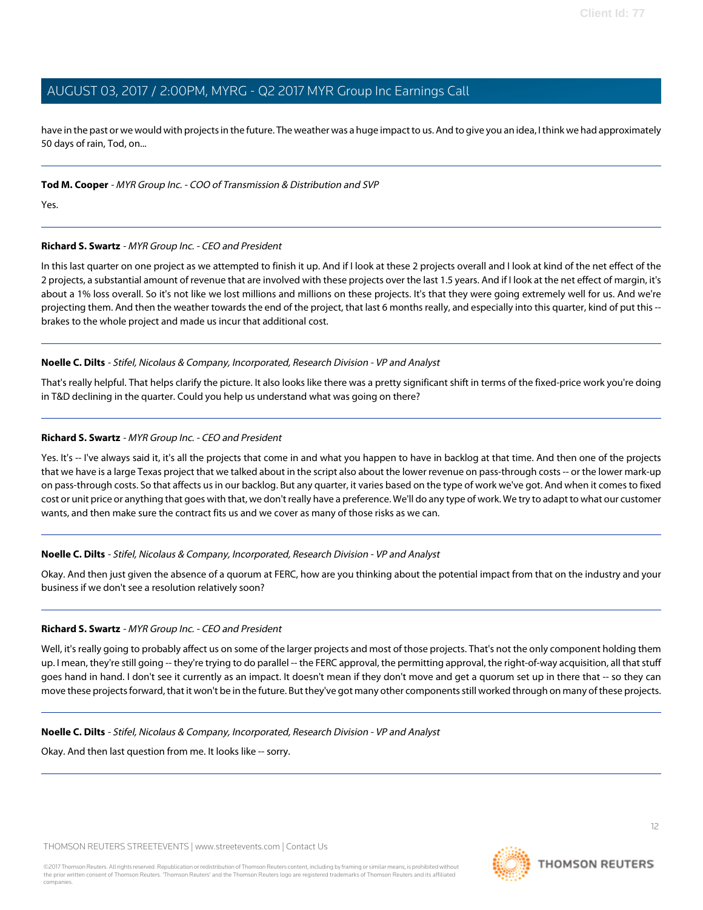have in the past or we would with projects in the future. The weather was a huge impact to us. And to give you an idea, I think we had approximately 50 days of rain, Tod, on...

---

**Tod M. Cooper** - *MYR Group Inc. - COO of Transmission & Distribution and SVP*

Yes.

---

**Richard S. Swartz** - *MYR Group Inc. - CEO and President*

In this last quarter on one project as we attempted to finish it up. And if I look at these 2 projects overall and I look at kind of the net effect of the 2 projects, a substantial amount of revenue that are involved with these projects over the last 1.5 years. And if I look at the net effect of margin, it's about a 1% loss overall. So it's not like we lost millions and millions on these projects. It's that they were going extremely well for us. And we're projecting them. And then the weather towards the end of the project, that last 6 months really, and especially into this quarter, kind of put this -- brakes to the whole project and made us incur that additional cost.

---

**Noelle C. Dilts** - *Stifel, Nicolaus & Company, Incorporated, Research Division - VP and Analyst*

That's really helpful. That helps clarify the picture. It also looks like there was a pretty significant shift in terms of the fixed-price work you're doing in T&D declining in the quarter. Could you help us understand what was going on there?

---

**Richard S. Swartz** - *MYR Group Inc. - CEO and President*

Yes. It's -- I've always said it, it's all the projects that come in and what you happen to have in backlog at that time. And then one of the projects that we have is a large Texas project that we talked about in the script also about the lower revenue on pass-through costs -- or the lower mark-up on pass-through costs. So that affects us in our backlog. But any quarter, it varies based on the type of work we've got. And when it comes to fixed cost or unit price or anything that goes with that, we don't really have a preference. We'll do any type of work. We try to adapt to what our customer wants, and then make sure the contract fits us and we cover as many of those risks as we can.

---

**Noelle C. Dilts** - *Stifel, Nicolaus & Company, Incorporated, Research Division - VP and Analyst*

Okay. And then just given the absence of a quorum at FERC, how are you thinking about the potential impact from that on the industry and your business if we don't see a resolution relatively soon?

---

**Richard S. Swartz** - *MYR Group Inc. - CEO and President*

Well, it's really going to probably affect us on some of the larger projects and most of those projects. That's not the only component holding them up. I mean, they're still going -- they're trying to do parallel -- the FERC approval, the permitting approval, the right-of-way acquisition, all that stuff goes hand in hand. I don't see it currently as an impact. It doesn't mean if they don't move and get a quorum set up in there that -- so they can move these projects forward, that it won't be in the future. But they've got many other components still worked through on many of these projects.

---

**Noelle C. Dilts** - *Stifel, Nicolaus & Company, Incorporated, Research Division - VP and Analyst*

Okay. And then last question from me. It looks like -- sorry.

---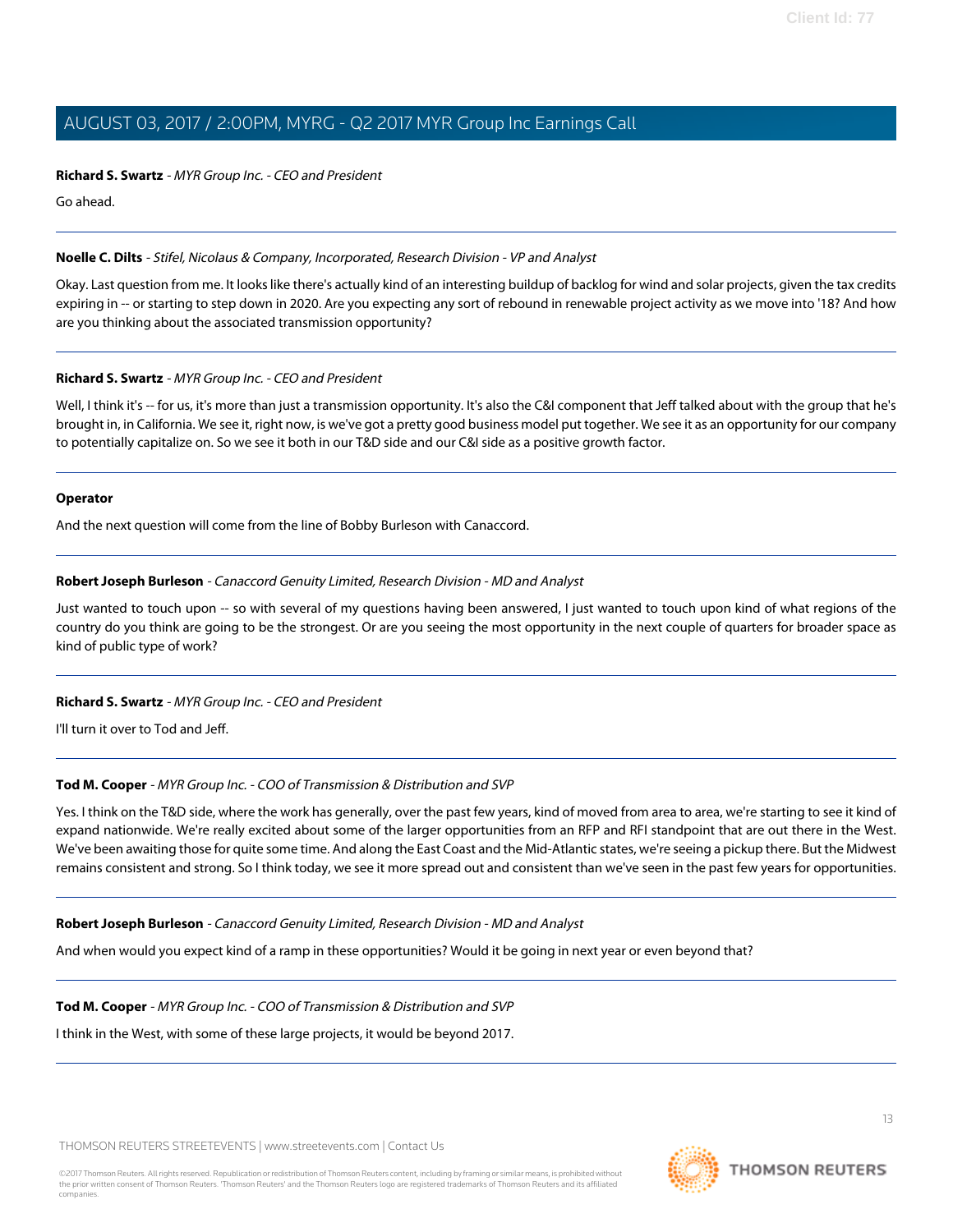**Richard S. Swartz** - *MYR Group Inc. - CEO and President*

Go ahead.

---

**Noelle C. Dilts** - *Stifel, Nicolaus & Company, Incorporated, Research Division - VP and Analyst*

Okay. Last question from me. It looks like there's actually kind of an interesting buildup of backlog for wind and solar projects, given the tax credits expiring in -- or starting to step down in 2020. Are you expecting any sort of rebound in renewable project activity as we move into '18? And how are you thinking about the associated transmission opportunity?

---

**Richard S. Swartz** - *MYR Group Inc. - CEO and President*

Well, I think it's -- for us, it's more than just a transmission opportunity. It's also the C&I component that Jeff talked about with the group that he's brought in, in California. We see it, right now, is we've got a pretty good business model put together. We see it as an opportunity for our company to potentially capitalize on. So we see it both in our T&D side and our C&I side as a positive growth factor.

---

**Operator**

And the next question will come from the line of Bobby Burleson with Canaccord.

---

**Robert Joseph Burleson** - *Canaccord Genuity Limited, Research Division - MD and Analyst*

Just wanted to touch upon -- so with several of my questions having been answered, I just wanted to touch upon kind of what regions of the country do you think are going to be the strongest. Or are you seeing the most opportunity in the next couple of quarters for broader space as kind of public type of work?

---

**Richard S. Swartz** - *MYR Group Inc. - CEO and President*

I'll turn it over to Tod and Jeff.

---

**Tod M. Cooper** - *MYR Group Inc. - COO of Transmission & Distribution and SVP*

Yes. I think on the T&D side, where the work has generally, over the past few years, kind of moved from area to area, we're starting to see it kind of expand nationwide. We're really excited about some of the larger opportunities from an RFP and RFI standpoint that are out there in the West. We've been awaiting those for quite some time. And along the East Coast and the Mid-Atlantic states, we're seeing a pickup there. But the Midwest remains consistent and strong. So I think today, we see it more spread out and consistent than we've seen in the past few years for opportunities.

---

**Robert Joseph Burleson** - *Canaccord Genuity Limited, Research Division - MD and Analyst*

And when would you expect kind of a ramp in these opportunities? Would it be going in next year or even beyond that?

---

**Tod M. Cooper** - *MYR Group Inc. - COO of Transmission & Distribution and SVP*

I think in the West, with some of these large projects, it would be beyond 2017.

---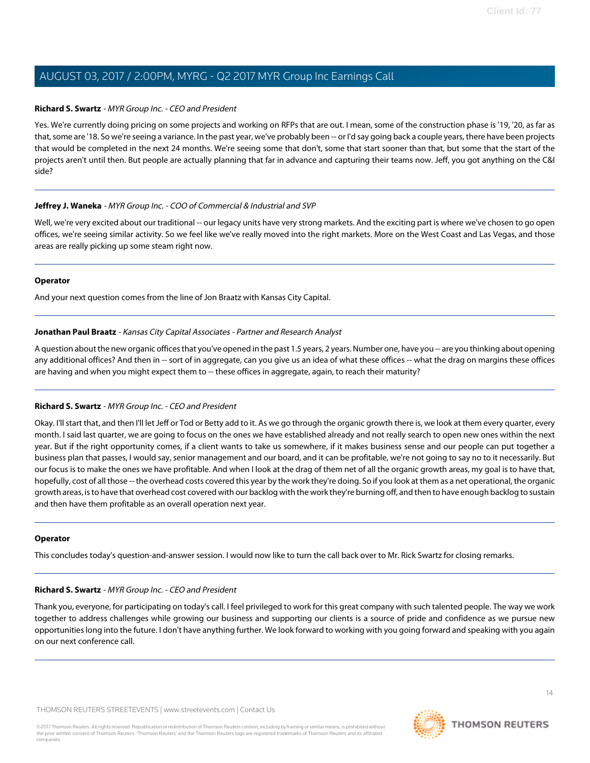**Richard S. Swartz** - *MYR Group Inc. - CEO and President*

Yes. We're currently doing pricing on some projects and working on RFPs that are out. I mean, some of the construction phase is '19, '20, as far as that, some are '18. So we're seeing a variance. In the past year, we've probably been -- or I'd say going back a couple years, there have been projects that would be completed in the next 24 months. We're seeing some that don't, some that start sooner than that, but some that the start of the projects aren't until then. But people are actually planning that far in advance and capturing their teams now. Jeff, you got anything on the C&I side?

---

**Jeffrey J. Waneka** - *MYR Group Inc. - COO of Commercial & Industrial and SVP*

Well, we're very excited about our traditional -- our legacy units have very strong markets. And the exciting part is where we've chosen to go open offices, we're seeing similar activity. So we feel like we've really moved into the right markets. More on the West Coast and Las Vegas, and those areas are really picking up some steam right now.

---

**Operator**

And your next question comes from the line of Jon Braatz with Kansas City Capital.

---

**Jonathan Paul Braatz** - *Kansas City Capital Associates - Partner and Research Analyst*

A question about the new organic offices that you've opened in the past 1.5 years, 2 years. Number one, have you -- are you thinking about opening any additional offices? And then in -- sort of in aggregate, can you give us an idea of what these offices -- what the drag on margins these offices are having and when you might expect them to -- these offices in aggregate, again, to reach their maturity?

---

**Richard S. Swartz** - *MYR Group Inc. - CEO and President*

Okay. I'll start that, and then I'll let Jeff or Tod or Betty add to it. As we go through the organic growth there is, we look at them every quarter, every month. I said last quarter, we are going to focus on the ones we have established already and not really search to open new ones within the next year. But if the right opportunity comes, if a client wants to take us somewhere, if it makes business sense and our people can put together a business plan that passes, I would say, senior management and our board, and it can be profitable, we're not going to say no to it necessarily. But our focus is to make the ones we have profitable. And when I look at the drag of them net of all the organic growth areas, my goal is to have that, hopefully, cost of all those -- the overhead costs covered this year by the work they're doing. So if you look at them as a net operational, the organic growth areas, is to have that overhead cost covered with our backlog with the work they're burning off, and then to have enough backlog to sustain and then have them profitable as an overall operation next year.

---

**Operator**

This concludes today's question-and-answer session. I would now like to turn the call back over to Mr. Rick Swartz for closing remarks.

---

**Richard S. Swartz** - *MYR Group Inc. - CEO and President*

Thank you, everyone, for participating on today's call. I feel privileged to work for this great company with such talented people. The way we work together to address challenges while growing our business and supporting our clients is a source of pride and confidence as we pursue new opportunities long into the future. I don't have anything further. We look forward to working with you going forward and speaking with you again on our next conference call.

---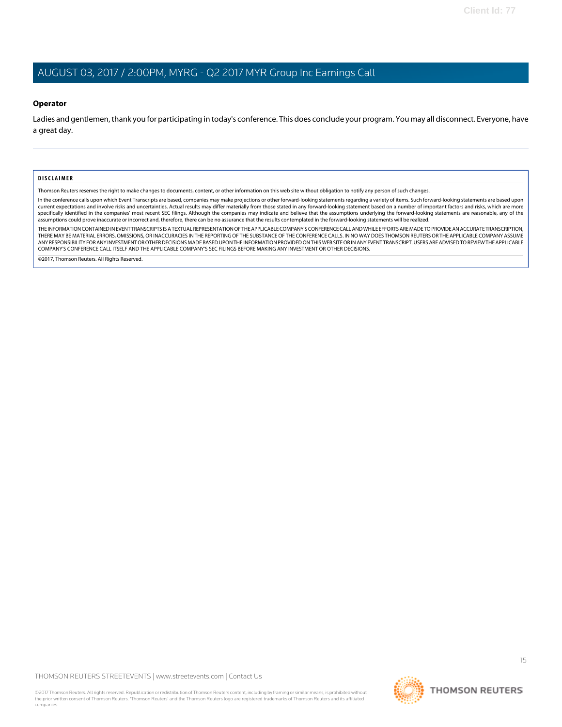**Operator**

Ladies and gentlemen, thank you for participating in today's conference. This does conclude your program. You may all disconnect. Everyone, have a great day.

---

**DISCLAIMER**

Thomson Reuters reserves the right to make changes to documents, content, or other information on this web site without obligation to notify any person of such changes.

In the conference calls upon which Event Transcripts are based, companies may make projections or other forward-looking statements regarding a variety of items. Such forward-looking statements are based upon current expectations and involve risks and uncertainties. Actual results may differ materially from those stated in any forward-looking statement based on a number of important factors and risks, which are more specifically identified in the companies' most recent SEC filings. Although the companies may indicate and believe that the assumptions underlying the forward-looking statements are reasonable, any of the assumptions could prove inaccurate or incorrect and, therefore, there can be no assurance that the results contemplated in the forward-looking statements will be realized.

THE INFORMATION CONTAINED IN EVENT TRANSCRIPTS IS A TEXTUAL REPRESENTATION OF THE APPLICABLE COMPANY'S CONFERENCE CALL AND WHILE EFFORTS ARE MADE TO PROVIDE AN ACCURATE TRANSCRIPTION, THERE MAY BE MATERIAL ERRORS, OMISSIONS, OR INACCURACIES IN THE REPORTING OF THE SUBSTANCE OF THE CONFERENCE CALLS. IN NO WAY DOES THOMSON REUTERS OR THE APPLICABLE COMPANY ASSUME ANY RESPONSIBILITY FOR ANY INVESTMENT OR OTHER DECISIONS MADE BASED UPON THE INFORMATION PROVIDED ON THIS WEB SITE OR IN ANY EVENT TRANSCRIPT. USERS ARE ADVISED TO REVIEW THE APPLICABLE COMPANY'S CONFERENCE CALL ITSELF AND THE APPLICABLE COMPANY'S SEC FILINGS BEFORE MAKING ANY INVESTMENT OR OTHER DECISIONS.

©2017, Thomson Reuters. All Rights Reserved.